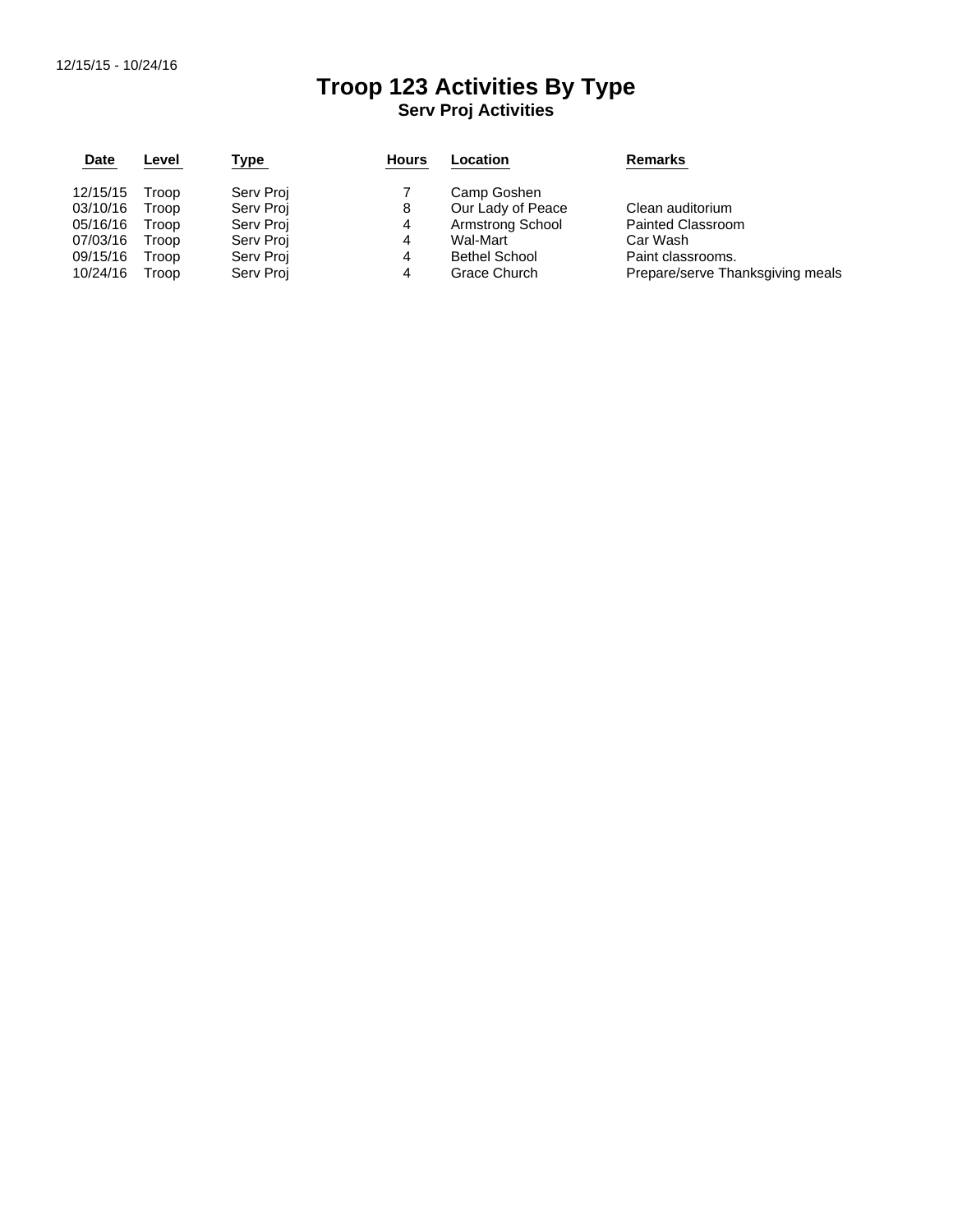12/15/15 - 10/24/16

# Troop 123 Activities By Type

## Serv Proj Activities

| Date | Level | Type | Hours | Location | Remarks |
|---|---|---|---|---|---|
| 12/15/15 | Troop | Serv Proj | 7 | Camp Goshen | |
| 03/10/16 | Troop | Serv Proj | 8 | Our Lady of Peace | Clean auditorium |
| 05/16/16 | Troop | Serv Proj | 4 | Armstrong School | Painted Classroom |
| 07/03/16 | Troop | Serv Proj | 4 | Wal-Mart | Car Wash |
| 09/15/16 | Troop | Serv Proj | 4 | Bethel School | Paint classrooms. |
| 10/24/16 | Troop | Serv Proj | 4 | Grace Church | Prepare/serve Thanksgiving meals |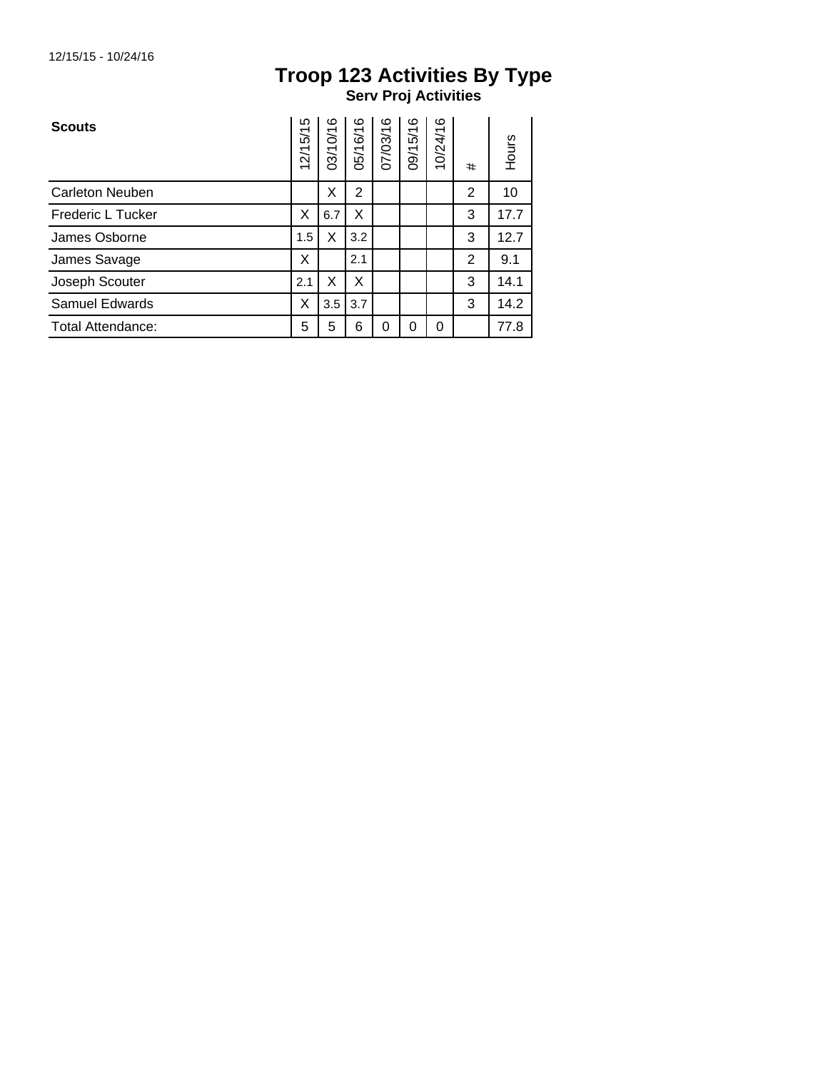12/15/15 - 10/24/16

# Troop 123 Activities By Type

## Serv Proj Activities

| Scouts | 12/15/15 | 03/10/16 | 05/16/16 | 07/03/16 | 09/15/16 | 10/24/16 | # | Hours |
|---|---|---|---|---|---|---|---|---|
| Carleton Neuben | | X | 2 | | | | 2 | 10 |
| Frederic L Tucker | X | 6.7 | X | | | | 3 | 17.7 |
| James Osborne | 1.5 | X | 3.2 | | | | 3 | 12.7 |
| James Savage | X | | 2.1 | | | | 2 | 9.1 |
| Joseph Scouter | 2.1 | X | X | | | | 3 | 14.1 |
| Samuel Edwards | X | 3.5 | 3.7 | | | | 3 | 14.2 |
| Total Attendance: | 5 | 5 | 6 | 0 | 0 | 0 | | 77.8 |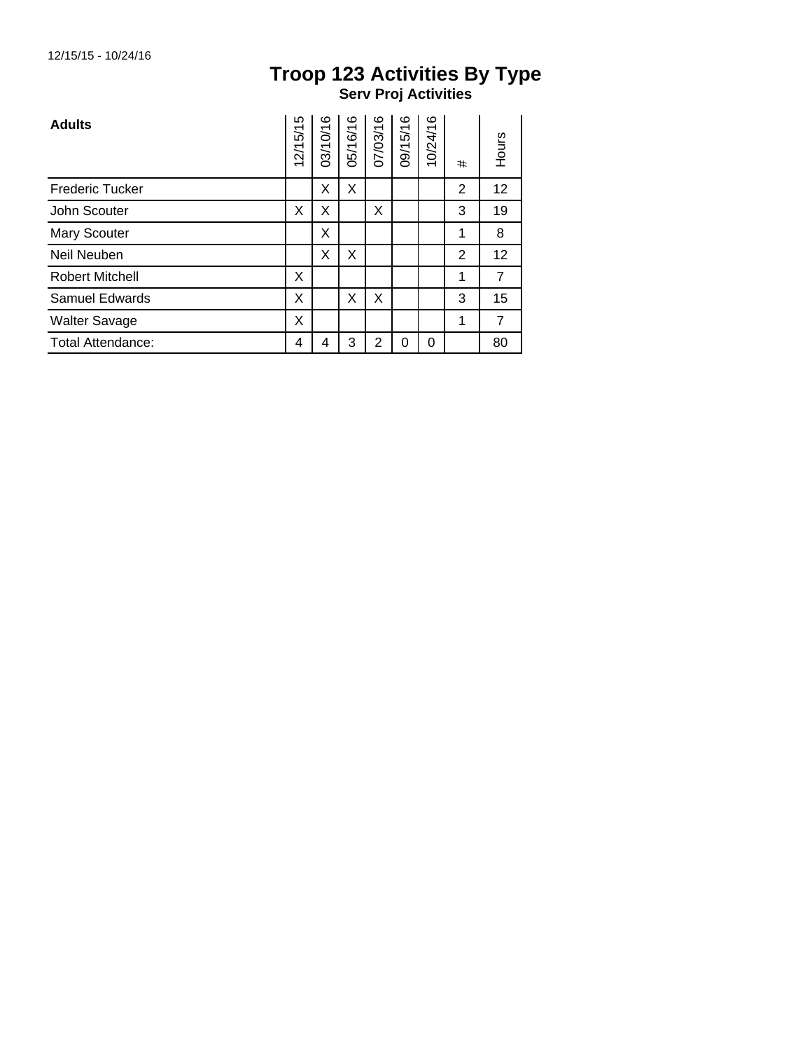12/15/15 - 10/24/16

# Troop 123 Activities By Type

## Serv Proj Activities

| Adults | 12/15/15 | 03/10/16 | 05/16/16 | 07/03/16 | 09/15/16 | 10/24/16 | # | Hours |
|---|---|---|---|---|---|---|---|---|
| Frederic Tucker | | X | X | | | | 2 | 12 |
| John Scouter | X | X | | X | | | 3 | 19 |
| Mary Scouter | | X | | | | | 1 | 8 |
| Neil Neuben | | X | X | | | | 2 | 12 |
| Robert Mitchell | X | | | | | | 1 | 7 |
| Samuel Edwards | X | | X | X | | | 3 | 15 |
| Walter Savage | X | | | | | | 1 | 7 |
| Total Attendance: | 4 | 4 | 3 | 2 | 0 | 0 | | 80 |